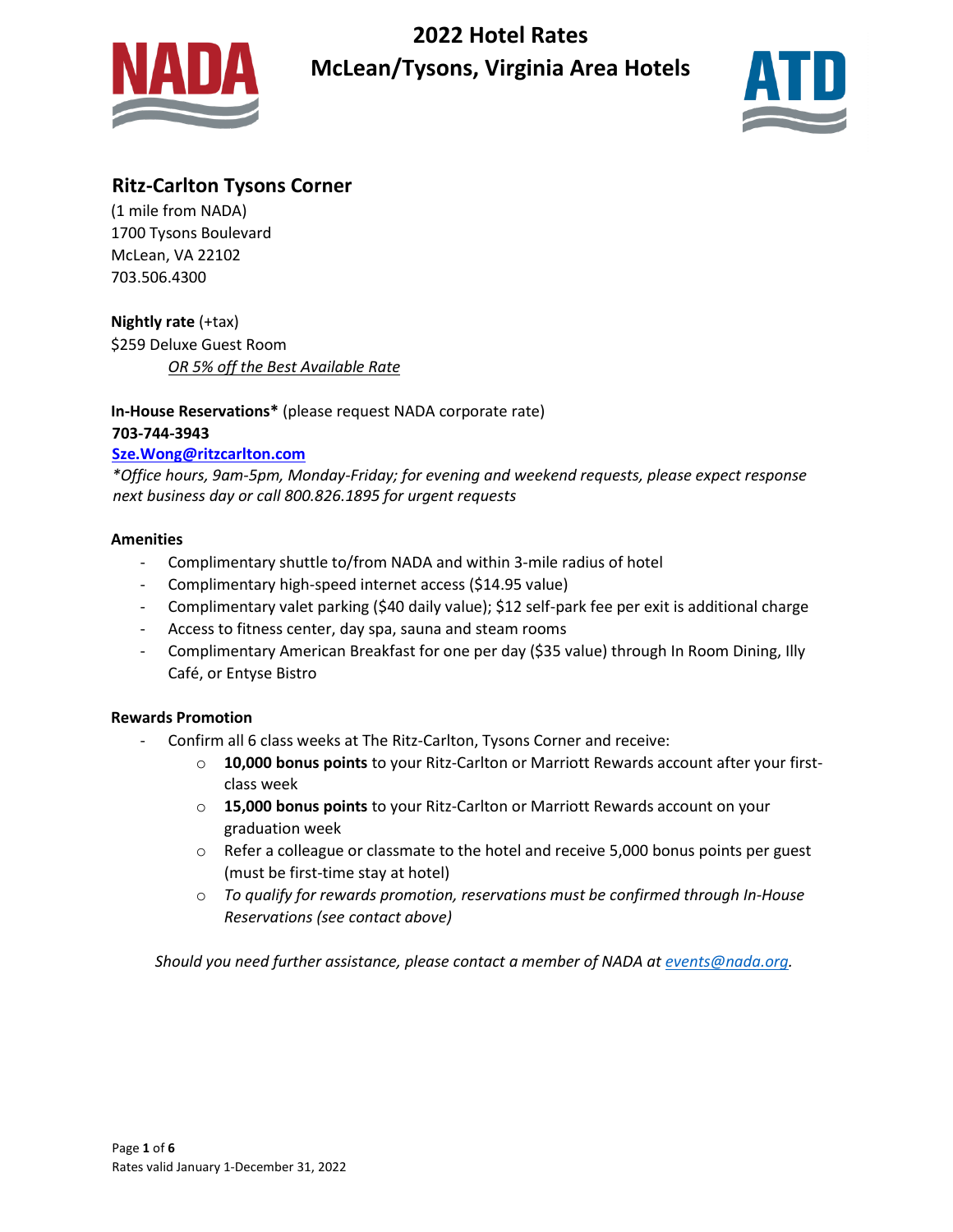# 2022 Hotel Rates
# McLean/Tysons, Virginia Area Hotels

## Ritz-Carlton Tysons Corner

(1 mile from NADA)
1700 Tysons Boulevard
McLean, VA 22102
703.506.4300

**Nightly rate** (+tax)
$259 Deluxe Guest Room
*OR 5% off the Best Available Rate*

**In-House Reservations*** (please request NADA corporate rate)
**703-744-3943**
**Sze.Wong@ritzcarlton.com**
*\*Office hours, 9am-5pm, Monday-Friday; for evening and weekend requests, please expect response next business day or call 800.826.1895 for urgent requests*

**Amenities**

- Complimentary shuttle to/from NADA and within 3-mile radius of hotel
- Complimentary high-speed internet access ($14.95 value)
- Complimentary valet parking ($40 daily value); $12 self-park fee per exit is additional charge
- Access to fitness center, day spa, sauna and steam rooms
- Complimentary American Breakfast for one per day ($35 value) through In Room Dining, Illy Café, or Entyse Bistro

**Rewards Promotion**

- Confirm all 6 class weeks at The Ritz-Carlton, Tysons Corner and receive:
  - **10,000 bonus points** to your Ritz-Carlton or Marriott Rewards account after your first-class week
  - **15,000 bonus points** to your Ritz-Carlton or Marriott Rewards account on your graduation week
  - Refer a colleague or classmate to the hotel and receive 5,000 bonus points per guest (must be first-time stay at hotel)
  - *To qualify for rewards promotion, reservations must be confirmed through In-House Reservations (see contact above)*

*Should you need further assistance, please contact a member of NADA at events@nada.org.*

Rates valid January 1-December 31, 2022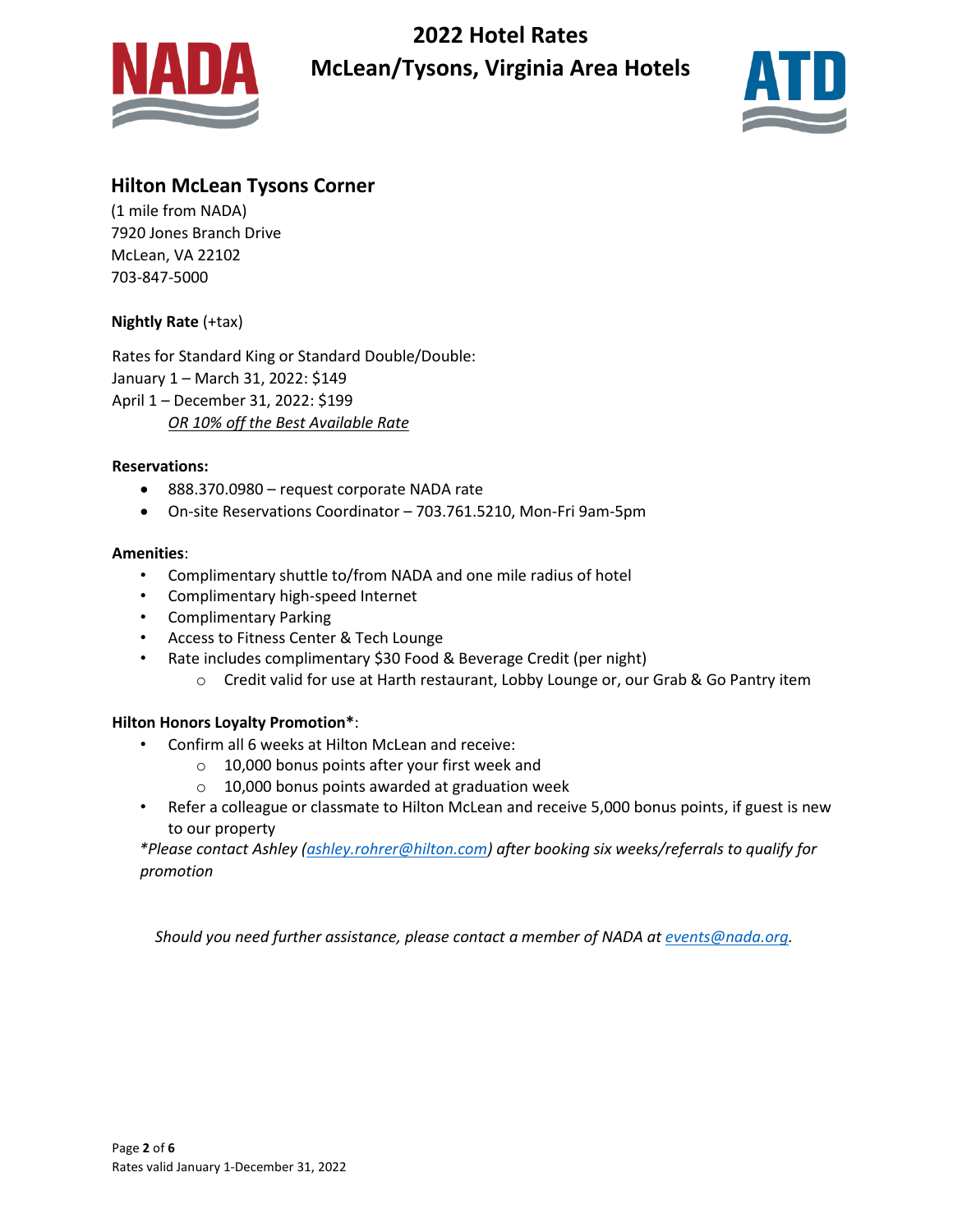# 2022 Hotel Rates
# McLean/Tysons, Virginia Area Hotels

## Hilton McLean Tysons Corner

(1 mile from NADA)
7920 Jones Branch Drive
McLean, VA 22102
703-847-5000

**Nightly Rate** (+tax)

Rates for Standard King or Standard Double/Double:
January 1 – March 31, 2022: $149
April 1 – December 31, 2022: $199
*OR 10% off the Best Available Rate*

**Reservations:**

- 888.370.0980 – request corporate NADA rate
- On-site Reservations Coordinator – 703.761.5210, Mon-Fri 9am-5pm

**Amenities**:

- Complimentary shuttle to/from NADA and one mile radius of hotel
- Complimentary high-speed Internet
- Complimentary Parking
- Access to Fitness Center & Tech Lounge
- Rate includes complimentary $30 Food & Beverage Credit (per night)
  - Credit valid for use at Harth restaurant, Lobby Lounge or, our Grab & Go Pantry item

**Hilton Honors Loyalty Promotion***:

- Confirm all 6 weeks at Hilton McLean and receive:
  - 10,000 bonus points after your first week and
  - 10,000 bonus points awarded at graduation week
- Refer a colleague or classmate to Hilton McLean and receive 5,000 bonus points, if guest is new to our property

*\*Please contact Ashley (ashley.rohrer@hilton.com) after booking six weeks/referrals to qualify for promotion*

*Should you need further assistance, please contact a member of NADA at events@nada.org.*

Rates valid January 1-December 31, 2022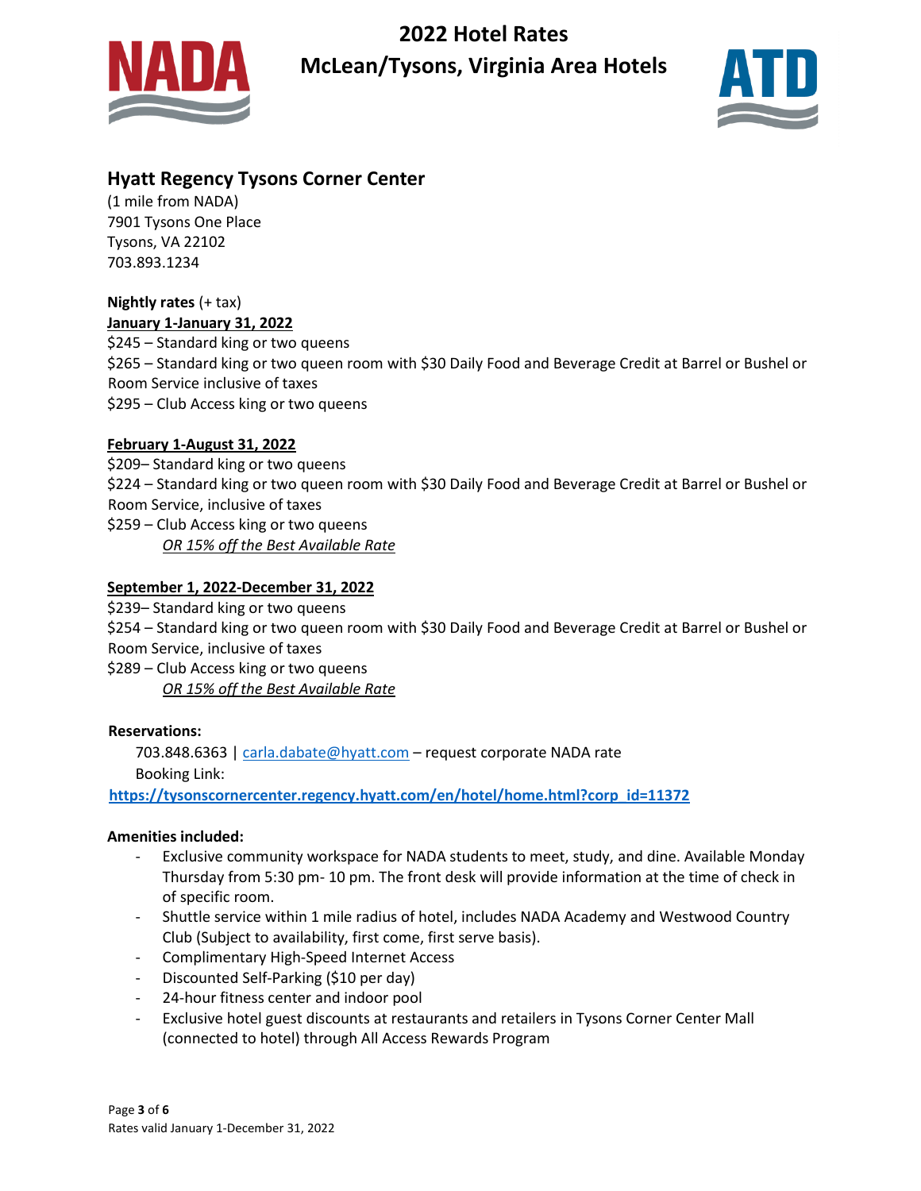# 2022 Hotel Rates
# McLean/Tysons, Virginia Area Hotels

## Hyatt Regency Tysons Corner Center

(1 mile from NADA)
7901 Tysons One Place
Tysons, VA 22102
703.893.1234

**Nightly rates** (+ tax)

**<u>January 1-January 31, 2022</u>**

$245 – Standard king or two queens
$265 – Standard king or two queen room with $30 Daily Food and Beverage Credit at Barrel or Bushel or Room Service inclusive of taxes
$295 – Club Access king or two queens

**<u>February 1-August 31, 2022</u>**

$209– Standard king or two queens
$224 – Standard king or two queen room with $30 Daily Food and Beverage Credit at Barrel or Bushel or Room Service, inclusive of taxes
$259 – Club Access king or two queens
*<u>OR 15% off the Best Available Rate</u>*

**<u>September 1, 2022-December 31, 2022</u>**

$239– Standard king or two queens
$254 – Standard king or two queen room with $30 Daily Food and Beverage Credit at Barrel or Bushel or Room Service, inclusive of taxes
$289 – Club Access king or two queens
*<u>OR 15% off the Best Available Rate</u>*

**Reservations:**

703.848.6363 | carla.dabate@hyatt.com – request corporate NADA rate
Booking Link:
**https://tysonscornercenter.regency.hyatt.com/en/hotel/home.html?corp_id=11372**

**Amenities included:**

- Exclusive community workspace for NADA students to meet, study, and dine. Available Monday Thursday from 5:30 pm- 10 pm. The front desk will provide information at the time of check in of specific room.
- Shuttle service within 1 mile radius of hotel, includes NADA Academy and Westwood Country Club (Subject to availability, first come, first serve basis).
- Complimentary High-Speed Internet Access
- Discounted Self-Parking ($10 per day)
- 24-hour fitness center and indoor pool
- Exclusive hotel guest discounts at restaurants and retailers in Tysons Corner Center Mall (connected to hotel) through All Access Rewards Program

Rates valid January 1-December 31, 2022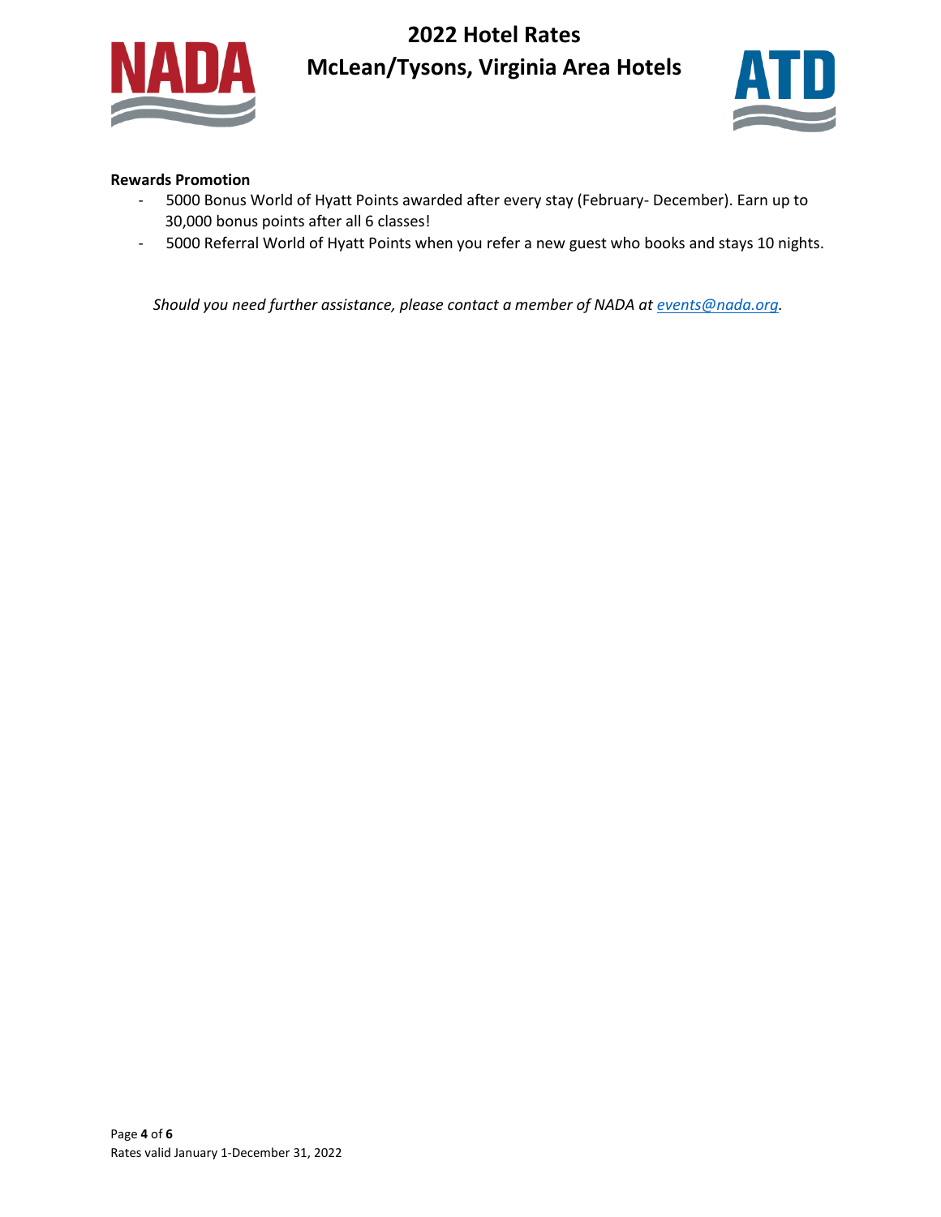**Rewards Promotion**

- 5000 Bonus World of Hyatt Points awarded after every stay (February- December). Earn up to 30,000 bonus points after all 6 classes!
- 5000 Referral World of Hyatt Points when you refer a new guest who books and stays 10 nights.

*Should you need further assistance, please contact a member of NADA at [events@nada.org](mailto:events@nada.org).*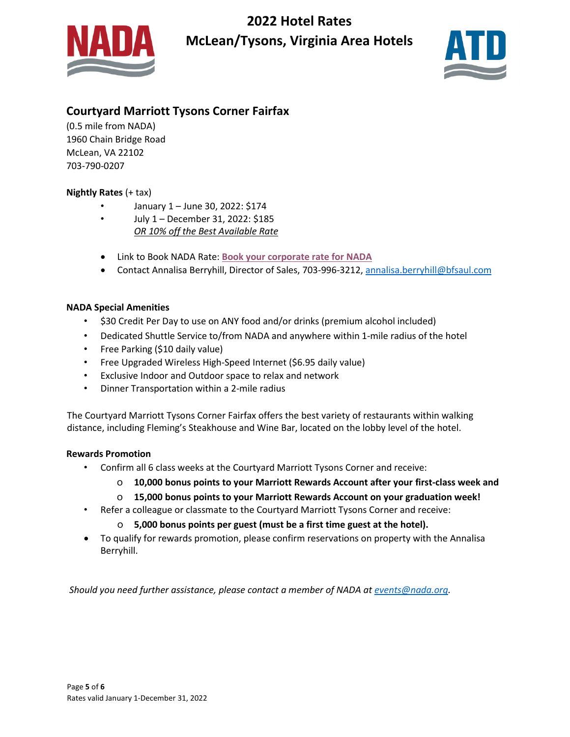# 2022 Hotel Rates
# McLean/Tysons, Virginia Area Hotels

## Courtyard Marriott Tysons Corner Fairfax

(0.5 mile from NADA)
1960 Chain Bridge Road
McLean, VA 22102
703-790-0207

**Nightly Rates** (+ tax)

- January 1 – June 30, 2022: $174
- July 1 – December 31, 2022: $185
  *OR 10% off the Best Available Rate*

- Link to Book NADA Rate: **Book your corporate rate for NADA**
- Contact Annalisa Berryhill, Director of Sales, 703-996-3212, annalisa.berryhill@bfsaul.com

**NADA Special Amenities**

- $30 Credit Per Day to use on ANY food and/or drinks (premium alcohol included)
- Dedicated Shuttle Service to/from NADA and anywhere within 1-mile radius of the hotel
- Free Parking ($10 daily value)
- Free Upgraded Wireless High-Speed Internet ($6.95 daily value)
- Exclusive Indoor and Outdoor space to relax and network
- Dinner Transportation within a 2-mile radius

The Courtyard Marriott Tysons Corner Fairfax offers the best variety of restaurants within walking distance, including Fleming's Steakhouse and Wine Bar, located on the lobby level of the hotel.

**Rewards Promotion**

- Confirm all 6 class weeks at the Courtyard Marriott Tysons Corner and receive:
  - **10,000 bonus points to your Marriott Rewards Account after your first-class week and**
  - **15,000 bonus points to your Marriott Rewards Account on your graduation week!**
- Refer a colleague or classmate to the Courtyard Marriott Tysons Corner and receive:
  - **5,000 bonus points per guest (must be a first time guest at the hotel).**
- To qualify for rewards promotion, please confirm reservations on property with the Annalisa Berryhill.

*Should you need further assistance, please contact a member of NADA at events@nada.org.*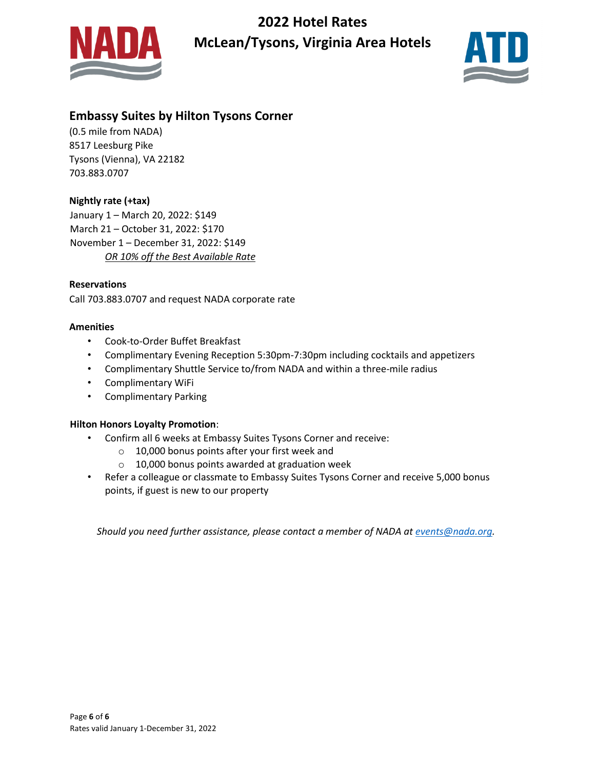# 2022 Hotel Rates
# McLean/Tysons, Virginia Area Hotels

## Embassy Suites by Hilton Tysons Corner

(0.5 mile from NADA)
8517 Leesburg Pike
Tysons (Vienna), VA 22182
703.883.0707

**Nightly rate (+tax)**

January 1 – March 20, 2022: $149
March 21 – October 31, 2022: $170
November 1 – December 31, 2022: $149

*OR 10% off the Best Available Rate*

**Reservations**

Call 703.883.0707 and request NADA corporate rate

**Amenities**

- Cook-to-Order Buffet Breakfast
- Complimentary Evening Reception 5:30pm-7:30pm including cocktails and appetizers
- Complimentary Shuttle Service to/from NADA and within a three-mile radius
- Complimentary WiFi
- Complimentary Parking

**Hilton Honors Loyalty Promotion**:

- Confirm all 6 weeks at Embassy Suites Tysons Corner and receive:
  - 10,000 bonus points after your first week and
  - 10,000 bonus points awarded at graduation week
- Refer a colleague or classmate to Embassy Suites Tysons Corner and receive 5,000 bonus points, if guest is new to our property

*Should you need further assistance, please contact a member of NADA at events@nada.org.*

Rates valid January 1-December 31, 2022